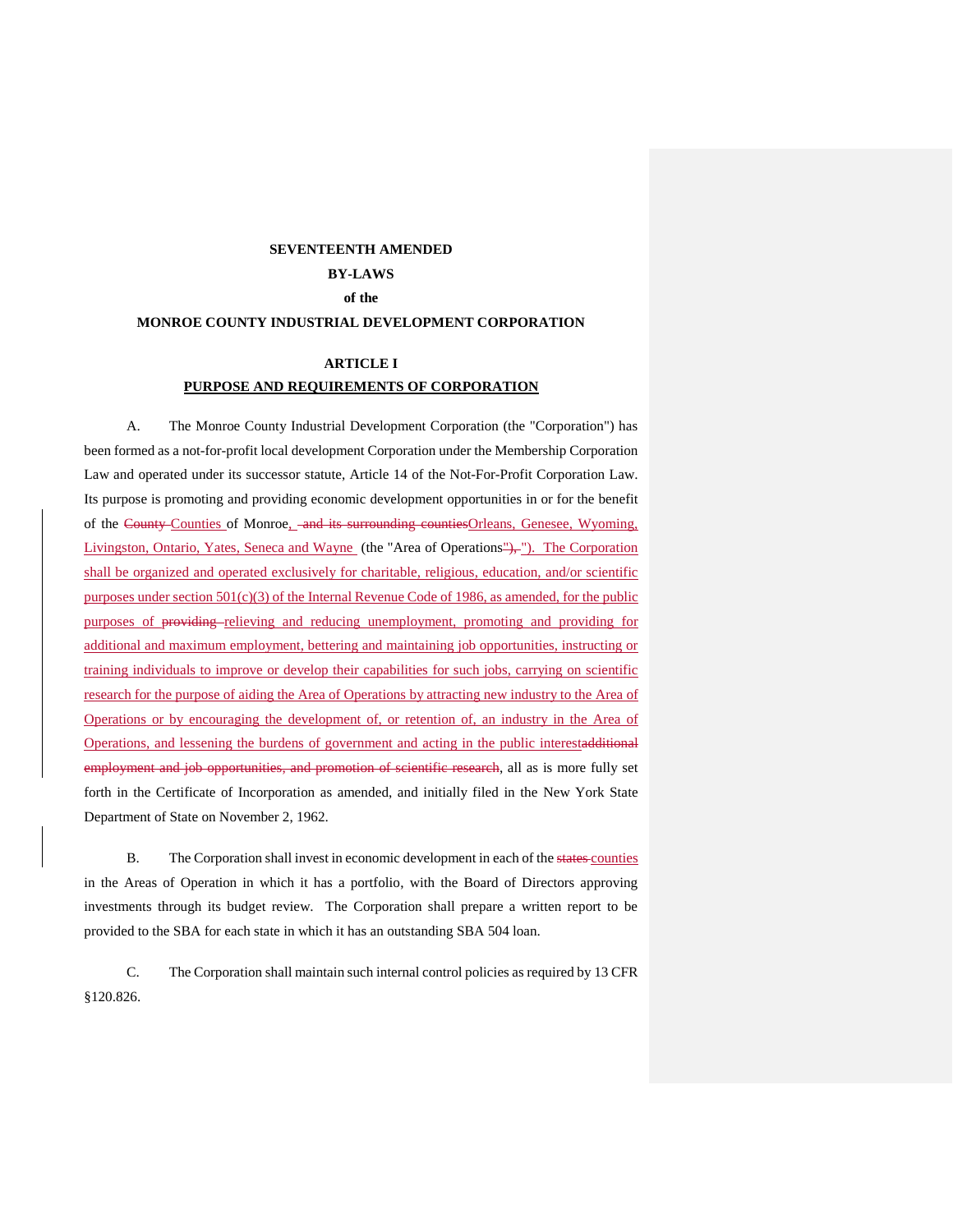**SEVENTEENTH AMENDED**

**BY-LAWS**

**of the**

**MONROE COUNTY INDUSTRIAL DEVELOPMENT CORPORATION**

## ARTICLE I

## PURPOSE AND REQUIREMENTS OF CORPORATION

A. The Monroe County Industrial Development Corporation (the "Corporation") has been formed as a not-for-profit local development Corporation under the Membership Corporation Law and operated under its successor statute, Article 14 of the Not-For-Profit Corporation Law. Its purpose is promoting and providing economic development opportunities in or for the benefit of the ~~County~~ Counties of Monroe, ~~and its surrounding counties~~Orleans, Genesee, Wyoming, Livingston, Ontario, Yates, Seneca and Wayne (the "Area of Operations~~"),~~ "). The Corporation shall be organized and operated exclusively for charitable, religious, education, and/or scientific purposes under section 501(c)(3) of the Internal Revenue Code of 1986, as amended, for the public purposes of ~~providing~~ relieving and reducing unemployment, promoting and providing for additional and maximum employment, bettering and maintaining job opportunities, instructing or training individuals to improve or develop their capabilities for such jobs, carrying on scientific research for the purpose of aiding the Area of Operations by attracting new industry to the Area of Operations or by encouraging the development of, or retention of, an industry in the Area of Operations, and lessening the burdens of government and acting in the public interest~~additional employment and job opportunities, and promotion of scientific research~~, all as is more fully set forth in the Certificate of Incorporation as amended, and initially filed in the New York State Department of State on November 2, 1962.

B. The Corporation shall invest in economic development in each of the ~~states~~ counties in the Areas of Operation in which it has a portfolio, with the Board of Directors approving investments through its budget review. The Corporation shall prepare a written report to be provided to the SBA for each state in which it has an outstanding SBA 504 loan.

C. The Corporation shall maintain such internal control policies as required by 13 CFR §120.826.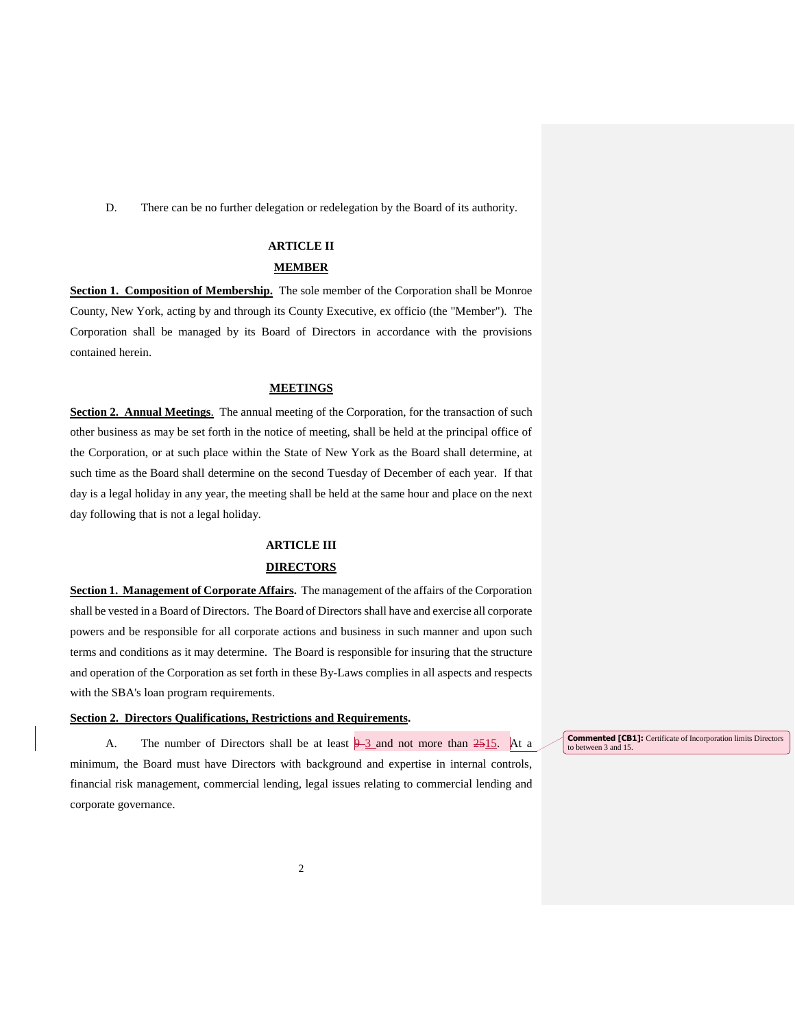D. There can be no further delegation or redelegation by the Board of its authority.

## ARTICLE II

## MEMBER

**Section 1. Composition of Membership.** The sole member of the Corporation shall be Monroe County, New York, acting by and through its County Executive, ex officio (the "Member"). The Corporation shall be managed by its Board of Directors in accordance with the provisions contained herein.

### MEETINGS

**Section 2. Annual Meetings**. The annual meeting of the Corporation, for the transaction of such other business as may be set forth in the notice of meeting, shall be held at the principal office of the Corporation, or at such place within the State of New York as the Board shall determine, at such time as the Board shall determine on the second Tuesday of December of each year. If that day is a legal holiday in any year, the meeting shall be held at the same hour and place on the next day following that is not a legal holiday.

## ARTICLE III

## DIRECTORS

**Section 1. Management of Corporate Affairs.** The management of the affairs of the Corporation shall be vested in a Board of Directors. The Board of Directors shall have and exercise all corporate powers and be responsible for all corporate actions and business in such manner and upon such terms and conditions as it may determine. The Board is responsible for insuring that the structure and operation of the Corporation as set forth in these By-Laws complies in all aspects and respects with the SBA's loan program requirements.

**Section 2. Directors Qualifications, Restrictions and Requirements.**

A. The number of Directors shall be at least ~~9~~ 3 and not more than ~~25~~15. At a minimum, the Board must have Directors with background and expertise in internal controls, financial risk management, commercial lending, legal issues relating to commercial lending and corporate governance.

**Commented [CB1]:** Certificate of Incorporation limits Directors to between 3 and 15.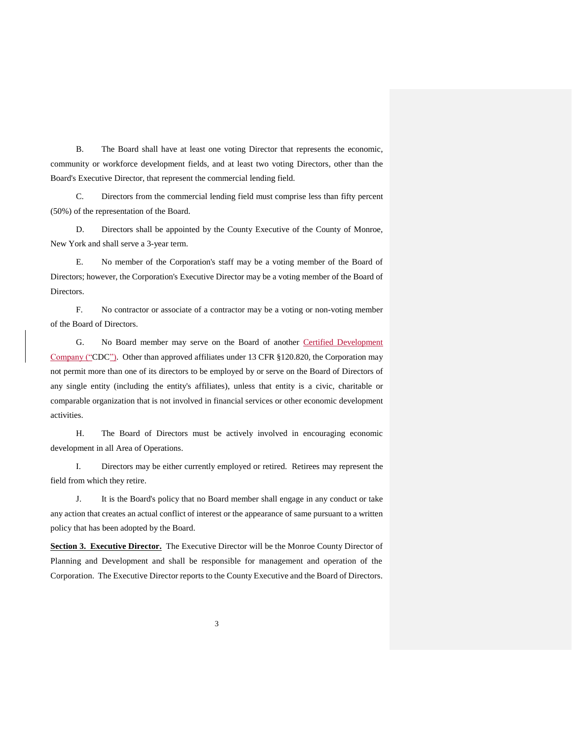B. The Board shall have at least one voting Director that represents the economic, community or workforce development fields, and at least two voting Directors, other than the Board's Executive Director, that represent the commercial lending field.

C. Directors from the commercial lending field must comprise less than fifty percent (50%) of the representation of the Board.

D. Directors shall be appointed by the County Executive of the County of Monroe, New York and shall serve a 3-year term.

E. No member of the Corporation's staff may be a voting member of the Board of Directors; however, the Corporation's Executive Director may be a voting member of the Board of Directors.

F. No contractor or associate of a contractor may be a voting or non-voting member of the Board of Directors.

G. No Board member may serve on the Board of another Certified Development Company ("CDC"). Other than approved affiliates under 13 CFR §120.820, the Corporation may not permit more than one of its directors to be employed by or serve on the Board of Directors of any single entity (including the entity's affiliates), unless that entity is a civic, charitable or comparable organization that is not involved in financial services or other economic development activities.

H. The Board of Directors must be actively involved in encouraging economic development in all Area of Operations.

I. Directors may be either currently employed or retired. Retirees may represent the field from which they retire.

J. It is the Board's policy that no Board member shall engage in any conduct or take any action that creates an actual conflict of interest or the appearance of same pursuant to a written policy that has been adopted by the Board.

**Section 3. Executive Director.** The Executive Director will be the Monroe County Director of Planning and Development and shall be responsible for management and operation of the Corporation. The Executive Director reports to the County Executive and the Board of Directors.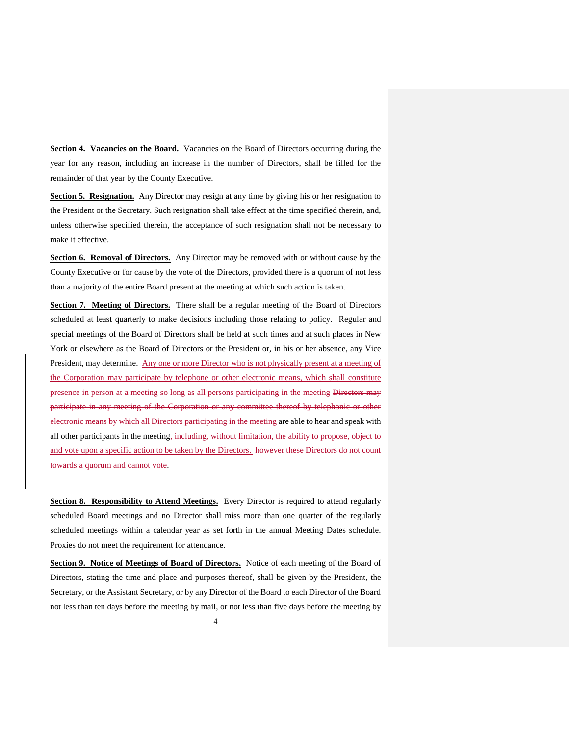**Section 4. Vacancies on the Board.** Vacancies on the Board of Directors occurring during the year for any reason, including an increase in the number of Directors, shall be filled for the remainder of that year by the County Executive.

**Section 5. Resignation.** Any Director may resign at any time by giving his or her resignation to the President or the Secretary. Such resignation shall take effect at the time specified therein, and, unless otherwise specified therein, the acceptance of such resignation shall not be necessary to make it effective.

**Section 6. Removal of Directors.** Any Director may be removed with or without cause by the County Executive or for cause by the vote of the Directors, provided there is a quorum of not less than a majority of the entire Board present at the meeting at which such action is taken.

**Section 7. Meeting of Directors.** There shall be a regular meeting of the Board of Directors scheduled at least quarterly to make decisions including those relating to policy. Regular and special meetings of the Board of Directors shall be held at such times and at such places in New York or elsewhere as the Board of Directors or the President or, in his or her absence, any Vice President, may determine. Any one or more Director who is not physically present at a meeting of the Corporation may participate by telephone or other electronic means, which shall constitute presence in person at a meeting so long as all persons participating in the meeting ~~Directors may participate in any meeting of the Corporation or any committee thereof by telephonic or other electronic means by which all Directors participating in the meeting~~ are able to hear and speak with all other participants in the meeting, including, without limitation, the ability to propose, object to and vote upon a specific action to be taken by the Directors. ~~however these Directors do not count towards a quorum and cannot vote~~.

**Section 8. Responsibility to Attend Meetings.** Every Director is required to attend regularly scheduled Board meetings and no Director shall miss more than one quarter of the regularly scheduled meetings within a calendar year as set forth in the annual Meeting Dates schedule. Proxies do not meet the requirement for attendance.

**Section 9. Notice of Meetings of Board of Directors.** Notice of each meeting of the Board of Directors, stating the time and place and purposes thereof, shall be given by the President, the Secretary, or the Assistant Secretary, or by any Director of the Board to each Director of the Board not less than ten days before the meeting by mail, or not less than five days before the meeting by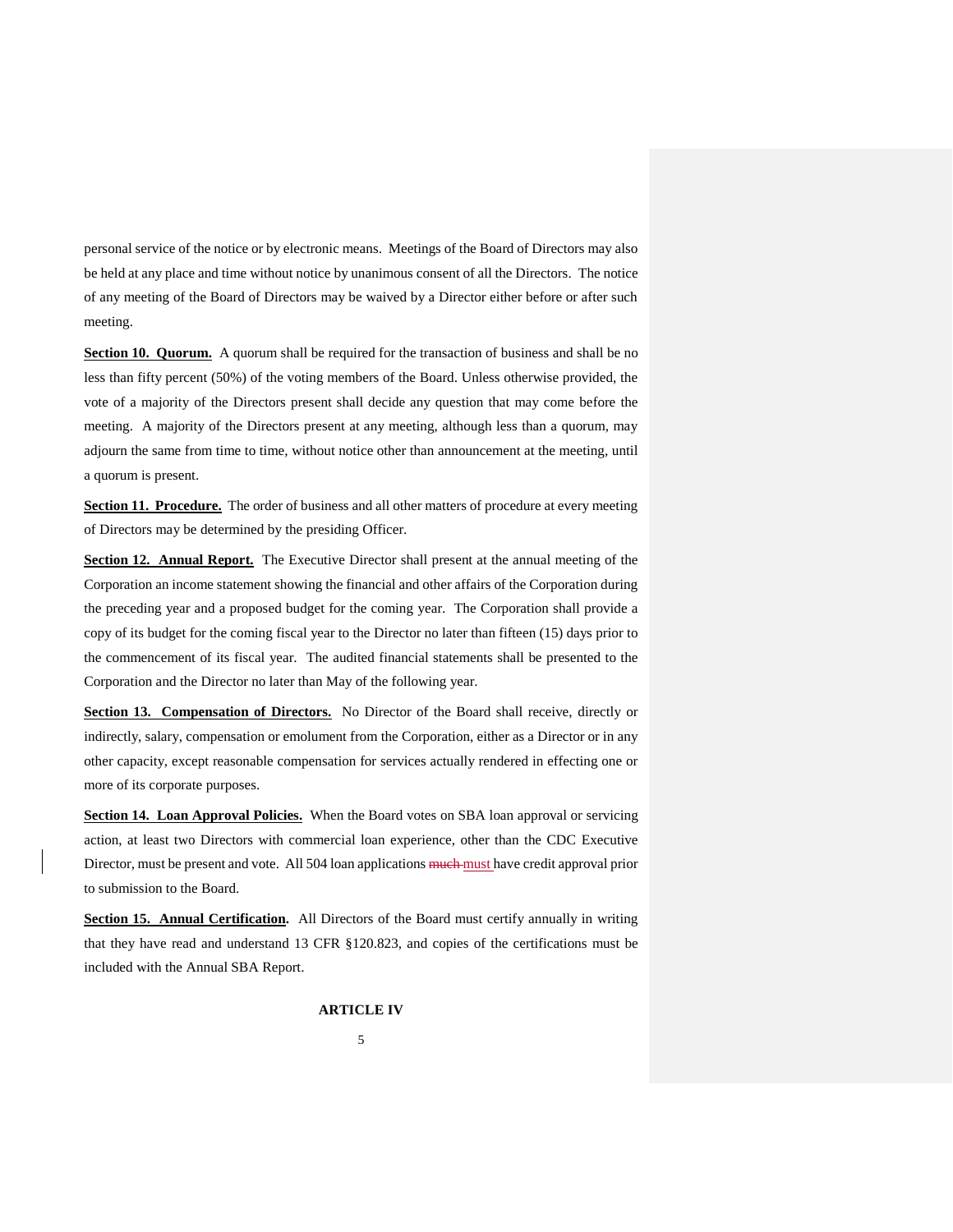personal service of the notice or by electronic means. Meetings of the Board of Directors may also be held at any place and time without notice by unanimous consent of all the Directors. The notice of any meeting of the Board of Directors may be waived by a Director either before or after such meeting.

**Section 10. Quorum.** A quorum shall be required for the transaction of business and shall be no less than fifty percent (50%) of the voting members of the Board. Unless otherwise provided, the vote of a majority of the Directors present shall decide any question that may come before the meeting. A majority of the Directors present at any meeting, although less than a quorum, may adjourn the same from time to time, without notice other than announcement at the meeting, until a quorum is present.

**Section 11. Procedure.** The order of business and all other matters of procedure at every meeting of Directors may be determined by the presiding Officer.

**Section 12. Annual Report.** The Executive Director shall present at the annual meeting of the Corporation an income statement showing the financial and other affairs of the Corporation during the preceding year and a proposed budget for the coming year. The Corporation shall provide a copy of its budget for the coming fiscal year to the Director no later than fifteen (15) days prior to the commencement of its fiscal year. The audited financial statements shall be presented to the Corporation and the Director no later than May of the following year.

**Section 13. Compensation of Directors.** No Director of the Board shall receive, directly or indirectly, salary, compensation or emolument from the Corporation, either as a Director or in any other capacity, except reasonable compensation for services actually rendered in effecting one or more of its corporate purposes.

**Section 14. Loan Approval Policies.** When the Board votes on SBA loan approval or servicing action, at least two Directors with commercial loan experience, other than the CDC Executive Director, must be present and vote. All 504 loan applications ~~much~~ must have credit approval prior to submission to the Board.

**Section 15. Annual Certification.** All Directors of the Board must certify annually in writing that they have read and understand 13 CFR §120.823, and copies of the certifications must be included with the Annual SBA Report.

## ARTICLE IV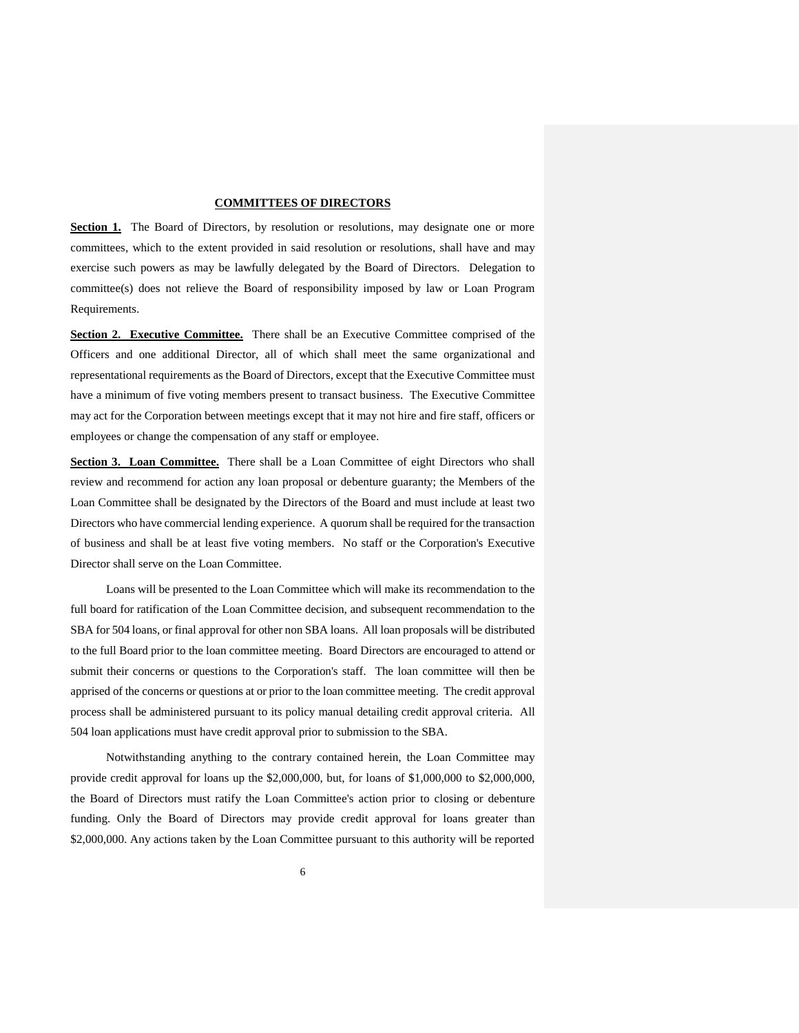## COMMITTEES OF DIRECTORS

**Section 1.** The Board of Directors, by resolution or resolutions, may designate one or more committees, which to the extent provided in said resolution or resolutions, shall have and may exercise such powers as may be lawfully delegated by the Board of Directors. Delegation to committee(s) does not relieve the Board of responsibility imposed by law or Loan Program Requirements.

**Section 2. Executive Committee.** There shall be an Executive Committee comprised of the Officers and one additional Director, all of which shall meet the same organizational and representational requirements as the Board of Directors, except that the Executive Committee must have a minimum of five voting members present to transact business. The Executive Committee may act for the Corporation between meetings except that it may not hire and fire staff, officers or employees or change the compensation of any staff or employee.

**Section 3. Loan Committee.** There shall be a Loan Committee of eight Directors who shall review and recommend for action any loan proposal or debenture guaranty; the Members of the Loan Committee shall be designated by the Directors of the Board and must include at least two Directors who have commercial lending experience. A quorum shall be required for the transaction of business and shall be at least five voting members. No staff or the Corporation's Executive Director shall serve on the Loan Committee.

Loans will be presented to the Loan Committee which will make its recommendation to the full board for ratification of the Loan Committee decision, and subsequent recommendation to the SBA for 504 loans, or final approval for other non SBA loans. All loan proposals will be distributed to the full Board prior to the loan committee meeting. Board Directors are encouraged to attend or submit their concerns or questions to the Corporation's staff. The loan committee will then be apprised of the concerns or questions at or prior to the loan committee meeting. The credit approval process shall be administered pursuant to its policy manual detailing credit approval criteria. All 504 loan applications must have credit approval prior to submission to the SBA.

Notwithstanding anything to the contrary contained herein, the Loan Committee may provide credit approval for loans up the $2,000,000, but, for loans of $1,000,000 to $2,000,000, the Board of Directors must ratify the Loan Committee's action prior to closing or debenture funding. Only the Board of Directors may provide credit approval for loans greater than $2,000,000. Any actions taken by the Loan Committee pursuant to this authority will be reported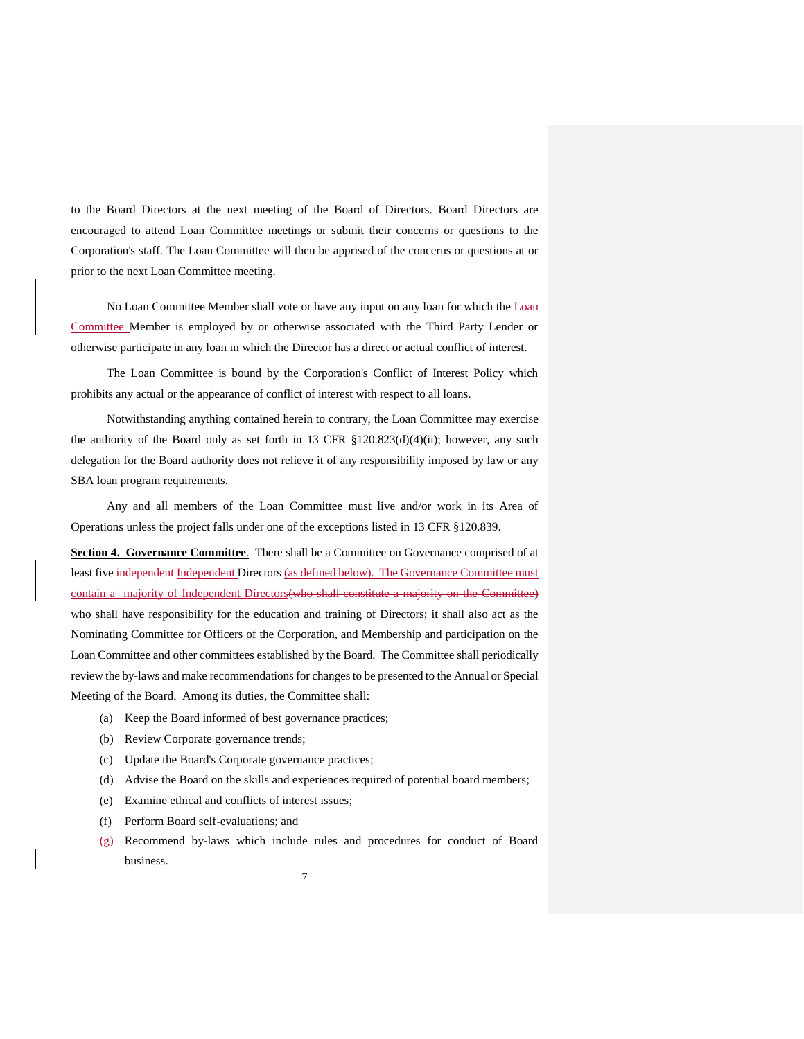to the Board Directors at the next meeting of the Board of Directors. Board Directors are encouraged to attend Loan Committee meetings or submit their concerns or questions to the Corporation's staff. The Loan Committee will then be apprised of the concerns or questions at or prior to the next Loan Committee meeting.

No Loan Committee Member shall vote or have any input on any loan for which the Loan Committee Member is employed by or otherwise associated with the Third Party Lender or otherwise participate in any loan in which the Director has a direct or actual conflict of interest.

The Loan Committee is bound by the Corporation's Conflict of Interest Policy which prohibits any actual or the appearance of conflict of interest with respect to all loans.

Notwithstanding anything contained herein to contrary, the Loan Committee may exercise the authority of the Board only as set forth in 13 CFR §120.823(d)(4)(ii); however, any such delegation for the Board authority does not relieve it of any responsibility imposed by law or any SBA loan program requirements.

Any and all members of the Loan Committee must live and/or work in its Area of Operations unless the project falls under one of the exceptions listed in 13 CFR §120.839.

**Section 4. Governance Committee**. There shall be a Committee on Governance comprised of at least five ~~independent~~ Independent Directors (as defined below). The Governance Committee must contain a majority of Independent Directors~~(who shall constitute a majority on the Committee)~~ who shall have responsibility for the education and training of Directors; it shall also act as the Nominating Committee for Officers of the Corporation, and Membership and participation on the Loan Committee and other committees established by the Board. The Committee shall periodically review the by-laws and make recommendations for changes to be presented to the Annual or Special Meeting of the Board. Among its duties, the Committee shall:

(a) Keep the Board informed of best governance practices;

(b) Review Corporate governance trends;

(c) Update the Board's Corporate governance practices;

(d) Advise the Board on the skills and experiences required of potential board members;

(e) Examine ethical and conflicts of interest issues;

(f) Perform Board self-evaluations; and

(g) Recommend by-laws which include rules and procedures for conduct of Board business.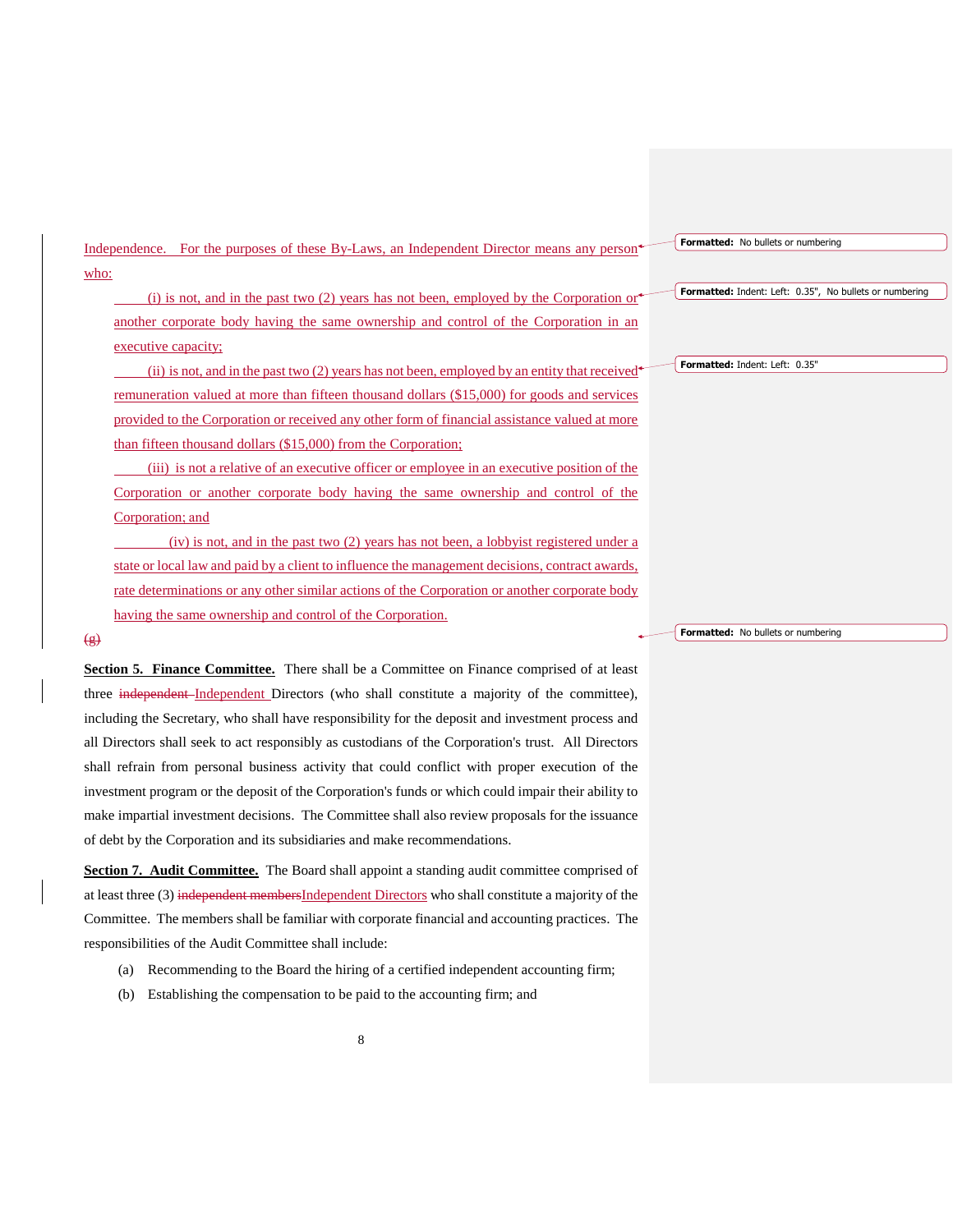Independence. For the purposes of these By-Laws, an Independent Director means any person who:

(i) is not, and in the past two (2) years has not been, employed by the Corporation or another corporate body having the same ownership and control of the Corporation in an executive capacity;

(ii) is not, and in the past two (2) years has not been, employed by an entity that received remuneration valued at more than fifteen thousand dollars ($15,000) for goods and services provided to the Corporation or received any other form of financial assistance valued at more than fifteen thousand dollars ($15,000) from the Corporation;

(iii) is not a relative of an executive officer or employee in an executive position of the Corporation or another corporate body having the same ownership and control of the Corporation; and

(iv) is not, and in the past two (2) years has not been, a lobbyist registered under a state or local law and paid by a client to influence the management decisions, contract awards, rate determinations or any other similar actions of the Corporation or another corporate body having the same ownership and control of the Corporation.

~~(g)~~

**Section 5. Finance Committee.** There shall be a Committee on Finance comprised of at least three ~~independent~~ Independent Directors (who shall constitute a majority of the committee), including the Secretary, who shall have responsibility for the deposit and investment process and all Directors shall seek to act responsibly as custodians of the Corporation's trust. All Directors shall refrain from personal business activity that could conflict with proper execution of the investment program or the deposit of the Corporation's funds or which could impair their ability to make impartial investment decisions. The Committee shall also review proposals for the issuance of debt by the Corporation and its subsidiaries and make recommendations.

**Section 7. Audit Committee.** The Board shall appoint a standing audit committee comprised of at least three (3) ~~independent members~~Independent Directors who shall constitute a majority of the Committee. The members shall be familiar with corporate financial and accounting practices. The responsibilities of the Audit Committee shall include:

(a) Recommending to the Board the hiring of a certified independent accounting firm;

(b) Establishing the compensation to be paid to the accounting firm; and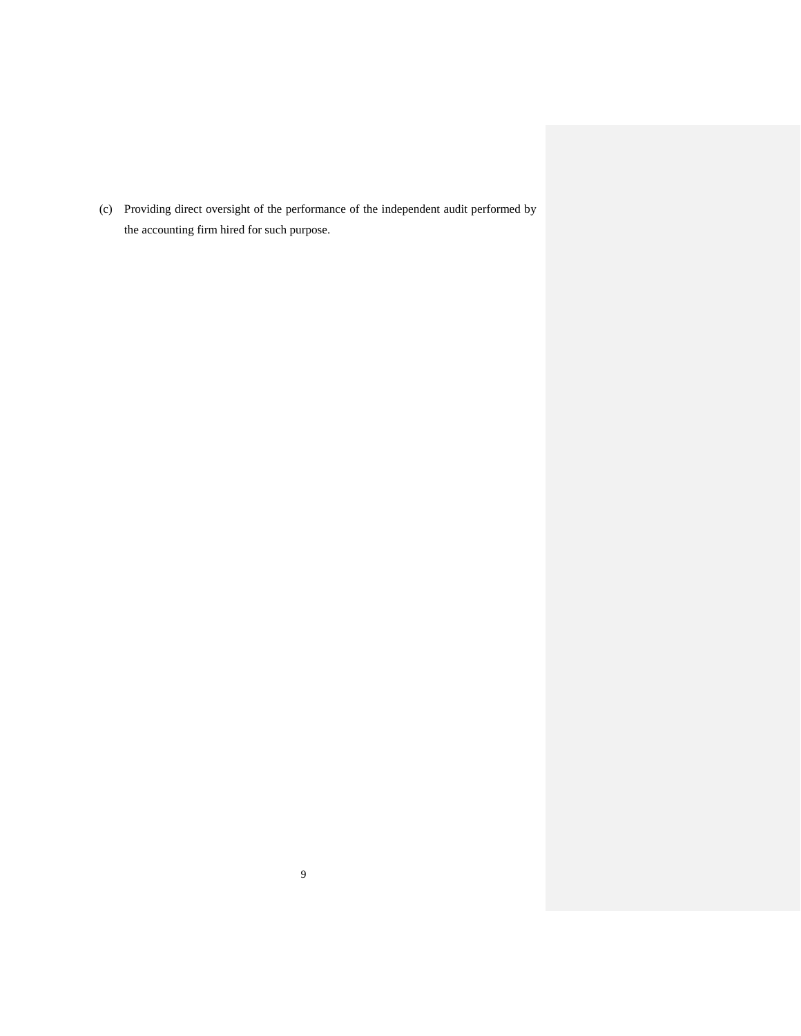(c) Providing direct oversight of the performance of the independent audit performed by the accounting firm hired for such purpose.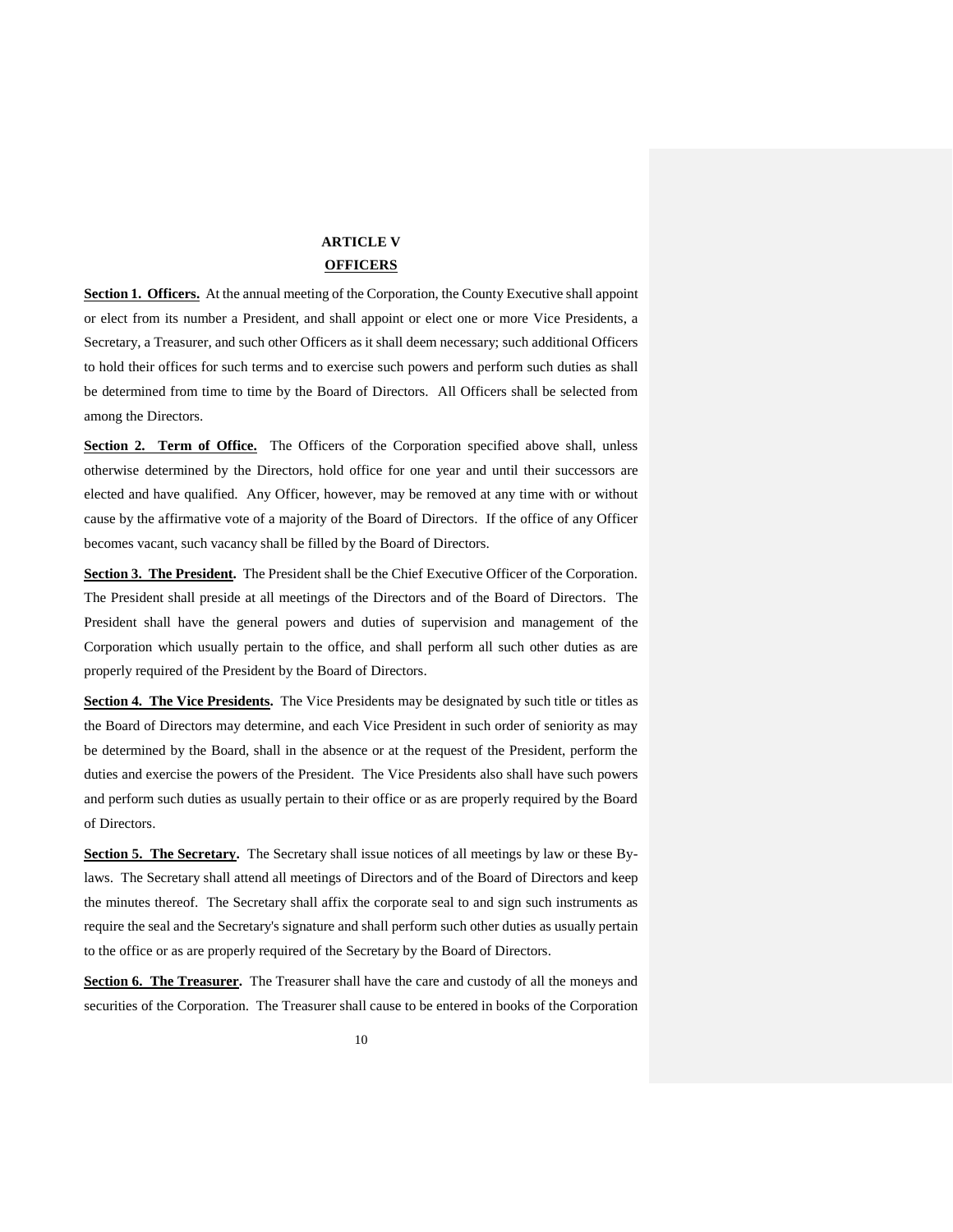# ARTICLE V

## OFFICERS

**Section 1. Officers.** At the annual meeting of the Corporation, the County Executive shall appoint or elect from its number a President, and shall appoint or elect one or more Vice Presidents, a Secretary, a Treasurer, and such other Officers as it shall deem necessary; such additional Officers to hold their offices for such terms and to exercise such powers and perform such duties as shall be determined from time to time by the Board of Directors. All Officers shall be selected from among the Directors.

**Section 2. Term of Office.** The Officers of the Corporation specified above shall, unless otherwise determined by the Directors, hold office for one year and until their successors are elected and have qualified. Any Officer, however, may be removed at any time with or without cause by the affirmative vote of a majority of the Board of Directors. If the office of any Officer becomes vacant, such vacancy shall be filled by the Board of Directors.

**Section 3. The President.** The President shall be the Chief Executive Officer of the Corporation. The President shall preside at all meetings of the Directors and of the Board of Directors. The President shall have the general powers and duties of supervision and management of the Corporation which usually pertain to the office, and shall perform all such other duties as are properly required of the President by the Board of Directors.

**Section 4. The Vice Presidents.** The Vice Presidents may be designated by such title or titles as the Board of Directors may determine, and each Vice President in such order of seniority as may be determined by the Board, shall in the absence or at the request of the President, perform the duties and exercise the powers of the President. The Vice Presidents also shall have such powers and perform such duties as usually pertain to their office or as are properly required by the Board of Directors.

**Section 5. The Secretary.** The Secretary shall issue notices of all meetings by law or these By-laws. The Secretary shall attend all meetings of Directors and of the Board of Directors and keep the minutes thereof. The Secretary shall affix the corporate seal to and sign such instruments as require the seal and the Secretary's signature and shall perform such other duties as usually pertain to the office or as are properly required of the Secretary by the Board of Directors.

**Section 6. The Treasurer.** The Treasurer shall have the care and custody of all the moneys and securities of the Corporation. The Treasurer shall cause to be entered in books of the Corporation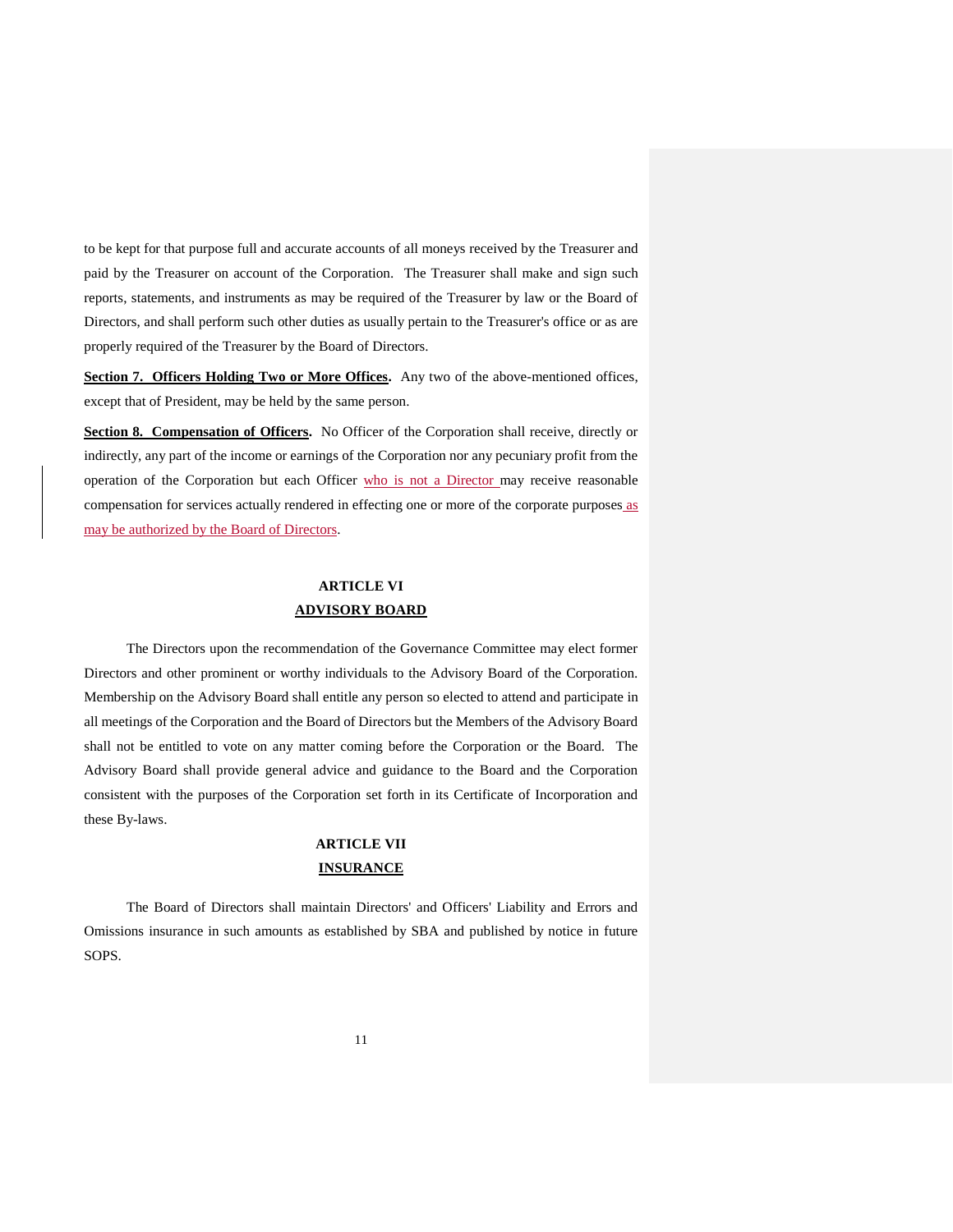to be kept for that purpose full and accurate accounts of all moneys received by the Treasurer and paid by the Treasurer on account of the Corporation. The Treasurer shall make and sign such reports, statements, and instruments as may be required of the Treasurer by law or the Board of Directors, and shall perform such other duties as usually pertain to the Treasurer's office or as are properly required of the Treasurer by the Board of Directors.

**Section 7. Officers Holding Two or More Offices.** Any two of the above-mentioned offices, except that of President, may be held by the same person.

**Section 8. Compensation of Officers.** No Officer of the Corporation shall receive, directly or indirectly, any part of the income or earnings of the Corporation nor any pecuniary profit from the operation of the Corporation but each Officer who is not a Director may receive reasonable compensation for services actually rendered in effecting one or more of the corporate purposes as may be authorized by the Board of Directors.

## ARTICLE VI
## ADVISORY BOARD

The Directors upon the recommendation of the Governance Committee may elect former Directors and other prominent or worthy individuals to the Advisory Board of the Corporation. Membership on the Advisory Board shall entitle any person so elected to attend and participate in all meetings of the Corporation and the Board of Directors but the Members of the Advisory Board shall not be entitled to vote on any matter coming before the Corporation or the Board. The Advisory Board shall provide general advice and guidance to the Board and the Corporation consistent with the purposes of the Corporation set forth in its Certificate of Incorporation and these By-laws.

## ARTICLE VII
## INSURANCE

The Board of Directors shall maintain Directors' and Officers' Liability and Errors and Omissions insurance in such amounts as established by SBA and published by notice in future SOPS.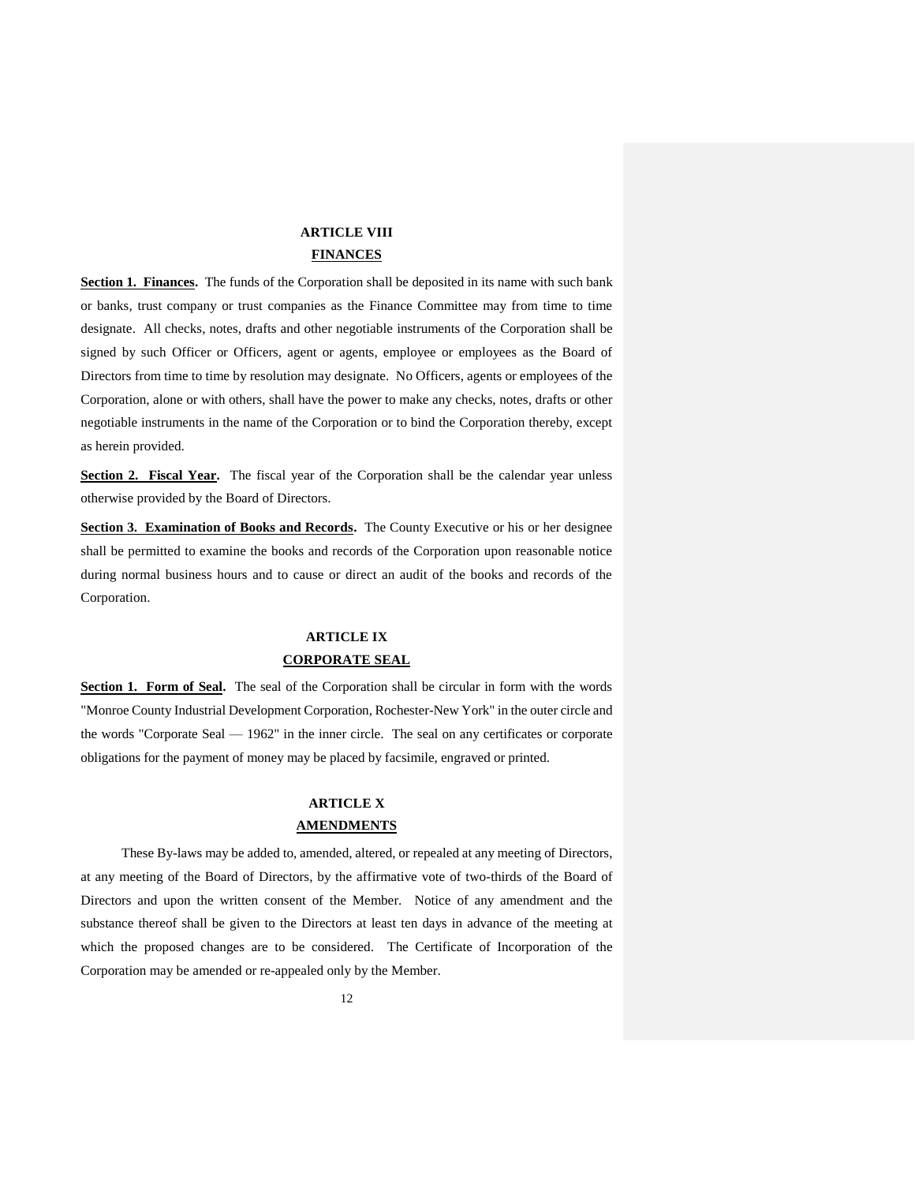## ARTICLE VIII
## FINANCES

**Section 1. Finances.** The funds of the Corporation shall be deposited in its name with such bank or banks, trust company or trust companies as the Finance Committee may from time to time designate. All checks, notes, drafts and other negotiable instruments of the Corporation shall be signed by such Officer or Officers, agent or agents, employee or employees as the Board of Directors from time to time by resolution may designate. No Officers, agents or employees of the Corporation, alone or with others, shall have the power to make any checks, notes, drafts or other negotiable instruments in the name of the Corporation or to bind the Corporation thereby, except as herein provided.

**Section 2. Fiscal Year.** The fiscal year of the Corporation shall be the calendar year unless otherwise provided by the Board of Directors.

**Section 3. Examination of Books and Records.** The County Executive or his or her designee shall be permitted to examine the books and records of the Corporation upon reasonable notice during normal business hours and to cause or direct an audit of the books and records of the Corporation.

## ARTICLE IX
## CORPORATE SEAL

**Section 1. Form of Seal.** The seal of the Corporation shall be circular in form with the words "Monroe County Industrial Development Corporation, Rochester-New York" in the outer circle and the words "Corporate Seal — 1962" in the inner circle. The seal on any certificates or corporate obligations for the payment of money may be placed by facsimile, engraved or printed.

## ARTICLE X
## AMENDMENTS

These By-laws may be added to, amended, altered, or repealed at any meeting of Directors, at any meeting of the Board of Directors, by the affirmative vote of two-thirds of the Board of Directors and upon the written consent of the Member. Notice of any amendment and the substance thereof shall be given to the Directors at least ten days in advance of the meeting at which the proposed changes are to be considered. The Certificate of Incorporation of the Corporation may be amended or re-appealed only by the Member.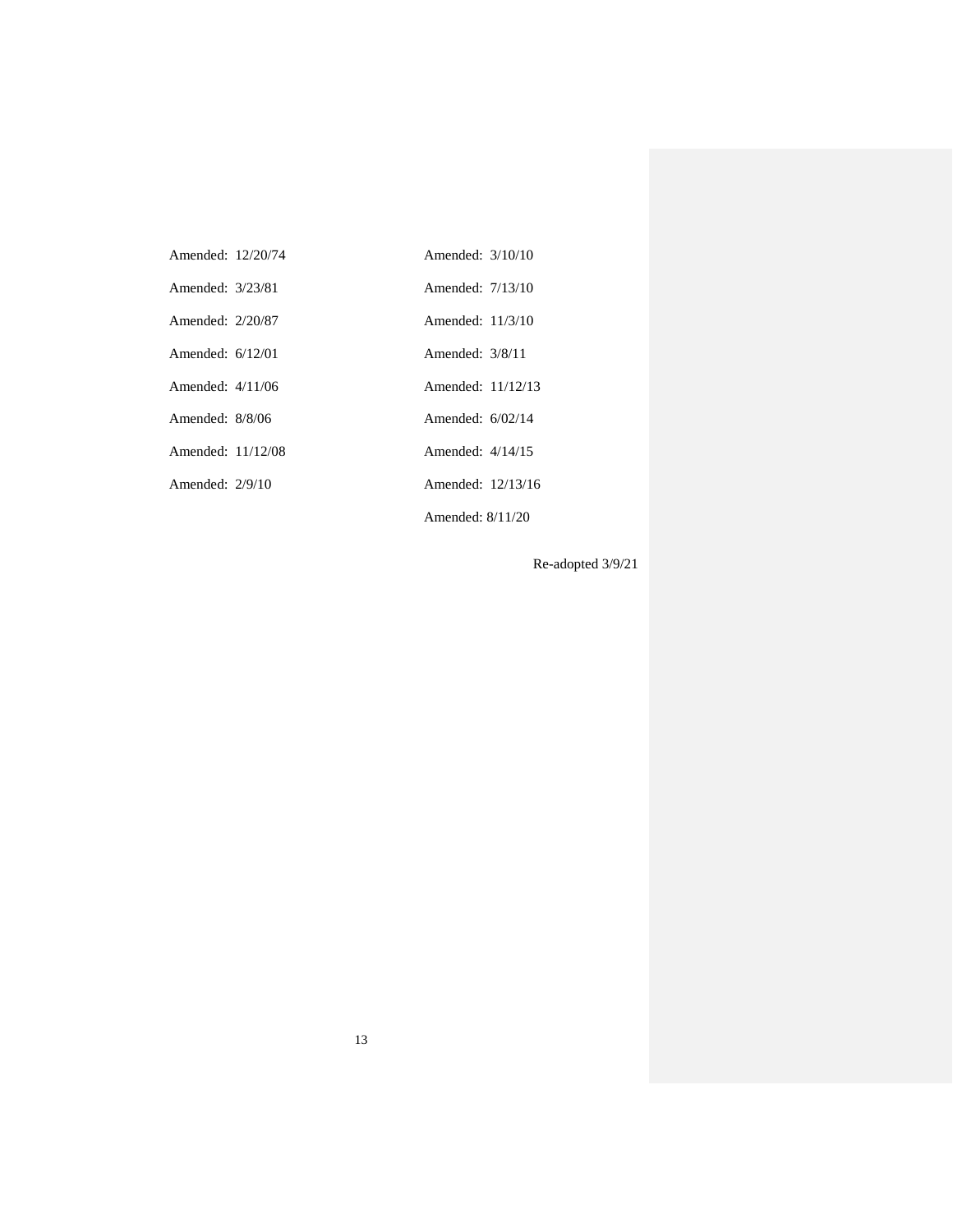Amended: 12/20/74

Amended: 3/23/81

Amended: 2/20/87

Amended: 6/12/01

Amended: 4/11/06

Amended: 8/8/06

Amended: 11/12/08

Amended: 2/9/10

Amended: 3/10/10

Amended: 7/13/10

Amended: 11/3/10

Amended: 3/8/11

Amended: 11/12/13

Amended: 6/02/14

Amended: 4/14/15

Amended: 12/13/16

Amended: 8/11/20

Re-adopted 3/9/21